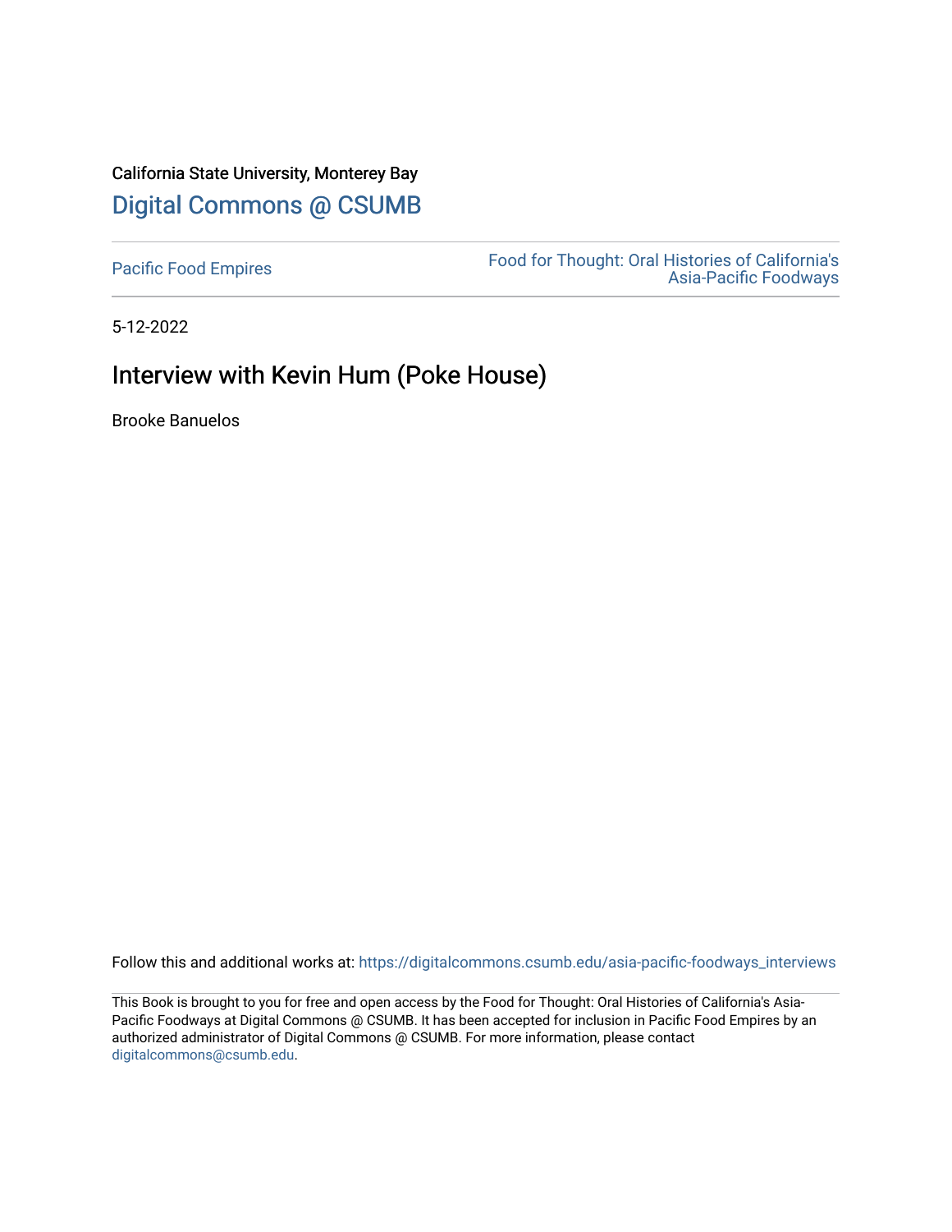California State University, Monterey Bay

Digital Commons @ CSUMB

Pacific Food Empires

Food for Thought: Oral Histories of California's Asia-Pacific Foodways

5-12-2022

# Interview with Kevin Hum (Poke House)

Brooke Banuelos

Follow this and additional works at: https://digitalcommons.csumb.edu/asia-pacific-foodways_interviews

This Book is brought to you for free and open access by the Food for Thought: Oral Histories of California's Asia-Pacific Foodways at Digital Commons @ CSUMB. It has been accepted for inclusion in Pacific Food Empires by an authorized administrator of Digital Commons @ CSUMB. For more information, please contact digitalcommons@csumb.edu.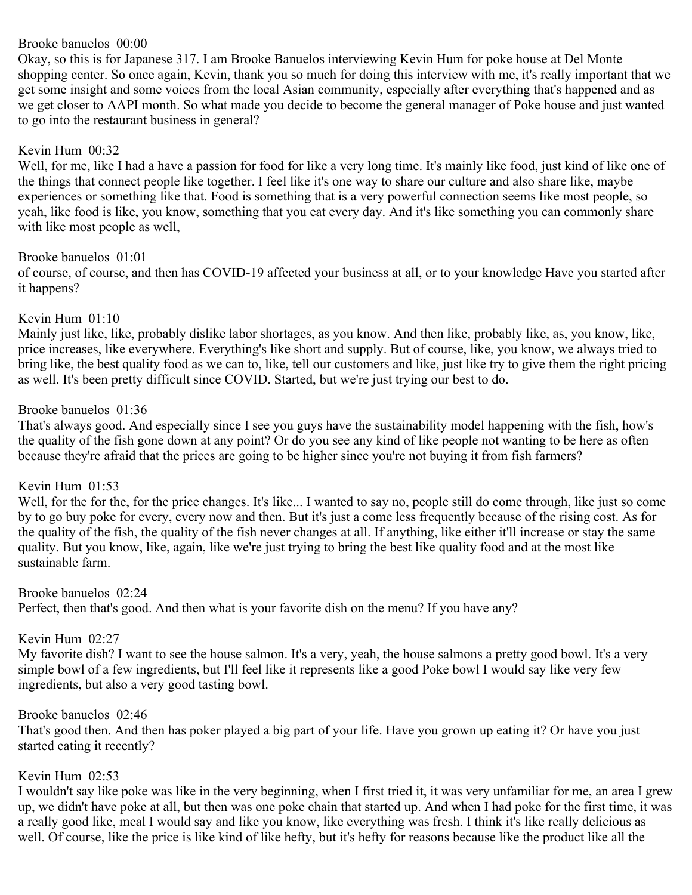Brooke banuelos 00:00
Okay, so this is for Japanese 317. I am Brooke Banuelos interviewing Kevin Hum for poke house at Del Monte shopping center. So once again, Kevin, thank you so much for doing this interview with me, it's really important that we get some insight and some voices from the local Asian community, especially after everything that's happened and as we get closer to AAPI month. So what made you decide to become the general manager of Poke house and just wanted to go into the restaurant business in general?

Kevin Hum 00:32
Well, for me, like I had a have a passion for food for like a very long time. It's mainly like food, just kind of like one of the things that connect people like together. I feel like it's one way to share our culture and also share like, maybe experiences or something like that. Food is something that is a very powerful connection seems like most people, so yeah, like food is like, you know, something that you eat every day. And it's like something you can commonly share with like most people as well,

Brooke banuelos 01:01
of course, of course, and then has COVID-19 affected your business at all, or to your knowledge Have you started after it happens?

Kevin Hum 01:10
Mainly just like, like, probably dislike labor shortages, as you know. And then like, probably like, as, you know, like, price increases, like everywhere. Everything's like short and supply. But of course, like, you know, we always tried to bring like, the best quality food as we can to, like, tell our customers and like, just like try to give them the right pricing as well. It's been pretty difficult since COVID. Started, but we're just trying our best to do.

Brooke banuelos 01:36
That's always good. And especially since I see you guys have the sustainability model happening with the fish, how's the quality of the fish gone down at any point? Or do you see any kind of like people not wanting to be here as often because they're afraid that the prices are going to be higher since you're not buying it from fish farmers?

Kevin Hum 01:53
Well, for the for the, for the price changes. It's like... I wanted to say no, people still do come through, like just so come by to go buy poke for every, every now and then. But it's just a come less frequently because of the rising cost. As for the quality of the fish, the quality of the fish never changes at all. If anything, like either it'll increase or stay the same quality. But you know, like, again, like we're just trying to bring the best like quality food and at the most like sustainable farm.

Brooke banuelos 02:24
Perfect, then that's good. And then what is your favorite dish on the menu? If you have any?

Kevin Hum 02:27
My favorite dish? I want to see the house salmon. It's a very, yeah, the house salmons a pretty good bowl. It's a very simple bowl of a few ingredients, but I'll feel like it represents like a good Poke bowl I would say like very few ingredients, but also a very good tasting bowl.

Brooke banuelos 02:46
That's good then. And then has poker played a big part of your life. Have you grown up eating it? Or have you just started eating it recently?

Kevin Hum 02:53
I wouldn't say like poke was like in the very beginning, when I first tried it, it was very unfamiliar for me, an area I grew up, we didn't have poke at all, but then was one poke chain that started up. And when I had poke for the first time, it was a really good like, meal I would say and like you know, like everything was fresh. I think it's like really delicious as well. Of course, like the price is like kind of like hefty, but it's hefty for reasons because like the product like all the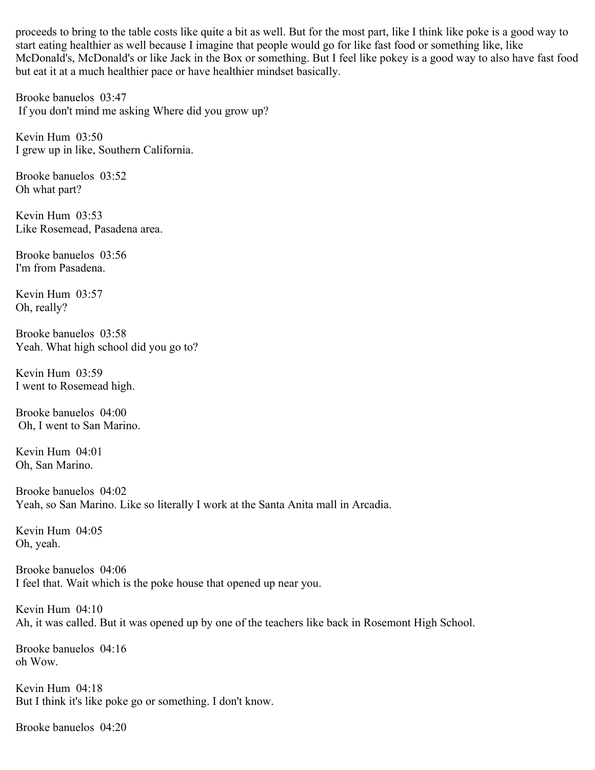proceeds to bring to the table costs like quite a bit as well. But for the most part, like I think like poke is a good way to start eating healthier as well because I imagine that people would go for like fast food or something like, like McDonald's, McDonald's or like Jack in the Box or something. But I feel like pokey is a good way to also have fast food but eat it at a much healthier pace or have healthier mindset basically.

Brooke banuelos 03:47
If you don't mind me asking Where did you grow up?

Kevin Hum 03:50
I grew up in like, Southern California.

Brooke banuelos 03:52
Oh what part?

Kevin Hum 03:53
Like Rosemead, Pasadena area.

Brooke banuelos 03:56
I'm from Pasadena.

Kevin Hum 03:57
Oh, really?

Brooke banuelos 03:58
Yeah. What high school did you go to?

Kevin Hum 03:59
I went to Rosemead high.

Brooke banuelos 04:00
Oh, I went to San Marino.

Kevin Hum 04:01
Oh, San Marino.

Brooke banuelos 04:02
Yeah, so San Marino. Like so literally I work at the Santa Anita mall in Arcadia.

Kevin Hum 04:05
Oh, yeah.

Brooke banuelos 04:06
I feel that. Wait which is the poke house that opened up near you.

Kevin Hum 04:10
Ah, it was called. But it was opened up by one of the teachers like back in Rosemont High School.

Brooke banuelos 04:16
oh Wow.

Kevin Hum 04:18
But I think it's like poke go or something. I don't know.

Brooke banuelos 04:20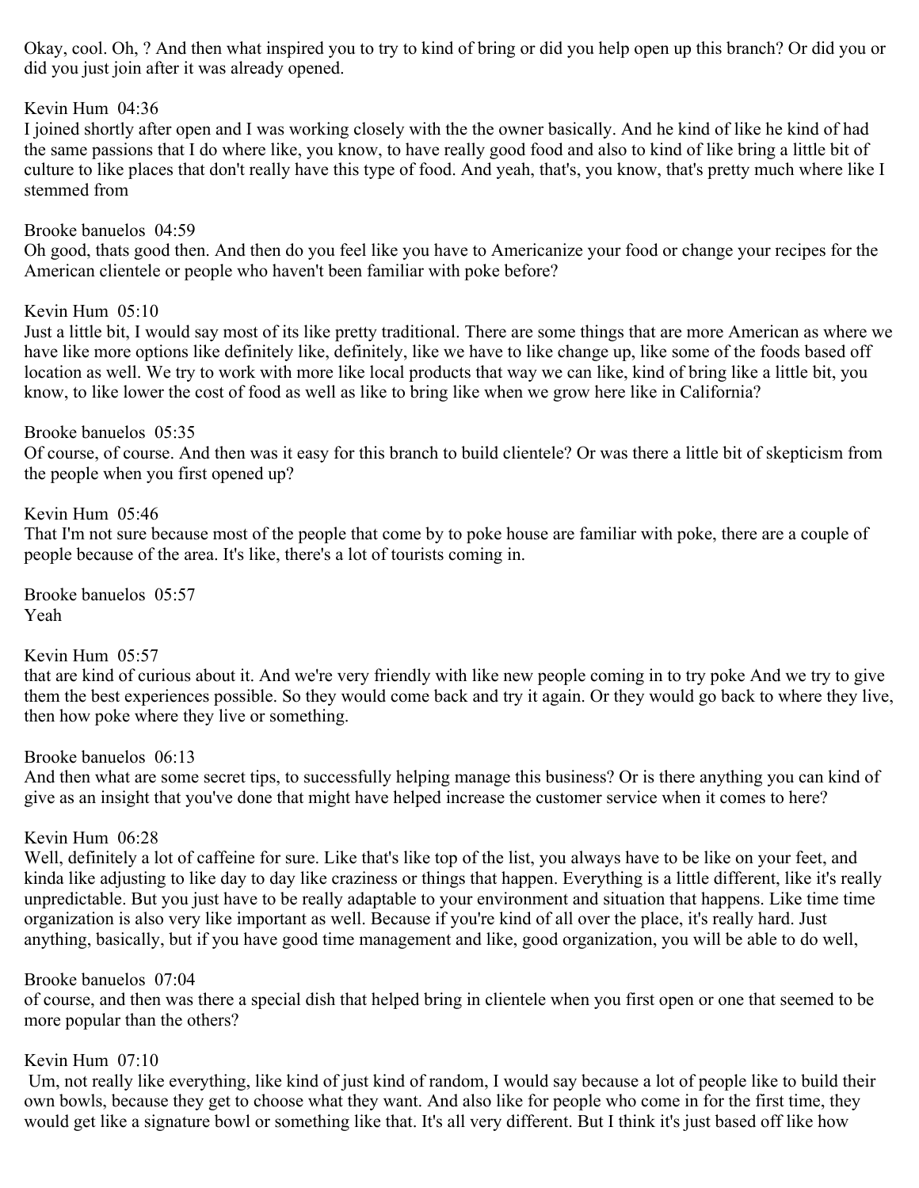Okay, cool. Oh, ? And then what inspired you to try to kind of bring or did you help open up this branch? Or did you or did you just join after it was already opened.

Kevin Hum 04:36
I joined shortly after open and I was working closely with the the owner basically. And he kind of like he kind of had the same passions that I do where like, you know, to have really good food and also to kind of like bring a little bit of culture to like places that don't really have this type of food. And yeah, that's, you know, that's pretty much where like I stemmed from

Brooke banuelos 04:59
Oh good, thats good then. And then do you feel like you have to Americanize your food or change your recipes for the American clientele or people who haven't been familiar with poke before?

Kevin Hum 05:10
Just a little bit, I would say most of its like pretty traditional. There are some things that are more American as where we have like more options like definitely like, definitely, like we have to like change up, like some of the foods based off location as well. We try to work with more like local products that way we can like, kind of bring like a little bit, you know, to like lower the cost of food as well as like to bring like when we grow here like in California?

Brooke banuelos 05:35
Of course, of course. And then was it easy for this branch to build clientele? Or was there a little bit of skepticism from the people when you first opened up?

Kevin Hum 05:46
That I'm not sure because most of the people that come by to poke house are familiar with poke, there are a couple of people because of the area. It's like, there's a lot of tourists coming in.

Brooke banuelos 05:57
Yeah

Kevin Hum 05:57
that are kind of curious about it. And we're very friendly with like new people coming in to try poke And we try to give them the best experiences possible. So they would come back and try it again. Or they would go back to where they live, then how poke where they live or something.

Brooke banuelos 06:13
And then what are some secret tips, to successfully helping manage this business? Or is there anything you can kind of give as an insight that you've done that might have helped increase the customer service when it comes to here?

Kevin Hum 06:28
Well, definitely a lot of caffeine for sure. Like that's like top of the list, you always have to be like on your feet, and kinda like adjusting to like day to day like craziness or things that happen. Everything is a little different, like it's really unpredictable. But you just have to be really adaptable to your environment and situation that happens. Like time time organization is also very like important as well. Because if you're kind of all over the place, it's really hard. Just anything, basically, but if you have good time management and like, good organization, you will be able to do well,

Brooke banuelos 07:04
of course, and then was there a special dish that helped bring in clientele when you first open or one that seemed to be more popular than the others?

Kevin Hum 07:10
Um, not really like everything, like kind of just kind of random, I would say because a lot of people like to build their own bowls, because they get to choose what they want. And also like for people who come in for the first time, they would get like a signature bowl or something like that. It's all very different. But I think it's just based off like how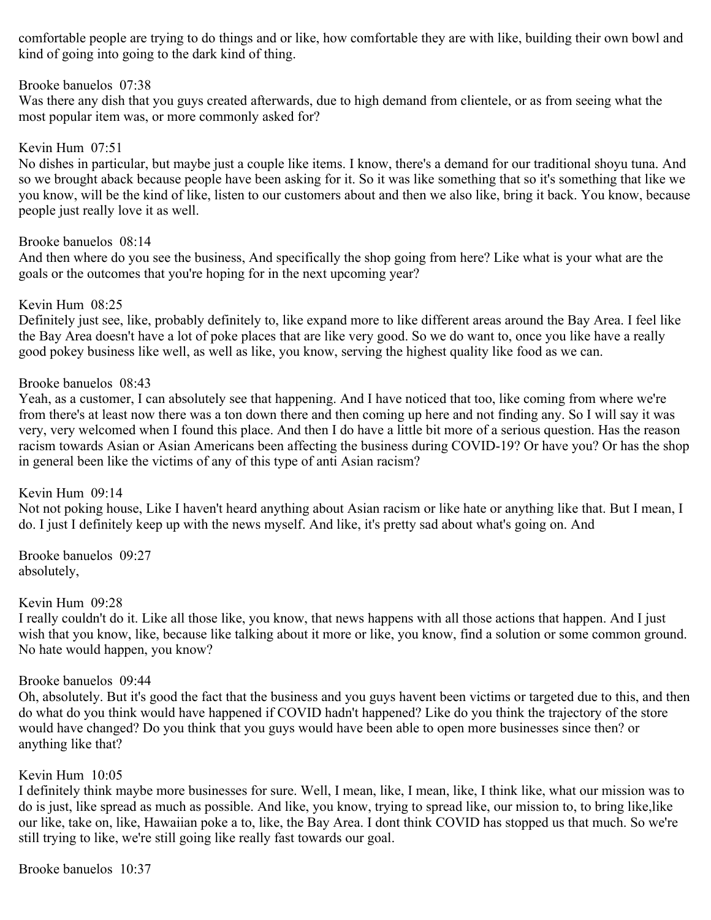comfortable people are trying to do things and or like, how comfortable they are with like, building their own bowl and kind of going into going to the dark kind of thing.

Brooke banuelos 07:38
Was there any dish that you guys created afterwards, due to high demand from clientele, or as from seeing what the most popular item was, or more commonly asked for?

Kevin Hum 07:51
No dishes in particular, but maybe just a couple like items. I know, there's a demand for our traditional shoyu tuna. And so we brought aback because people have been asking for it. So it was like something that so it's something that like we you know, will be the kind of like, listen to our customers about and then we also like, bring it back. You know, because people just really love it as well.

Brooke banuelos 08:14
And then where do you see the business, And specifically the shop going from here? Like what is your what are the goals or the outcomes that you're hoping for in the next upcoming year?

Kevin Hum 08:25
Definitely just see, like, probably definitely to, like expand more to like different areas around the Bay Area. I feel like the Bay Area doesn't have a lot of poke places that are like very good. So we do want to, once you like have a really good pokey business like well, as well as like, you know, serving the highest quality like food as we can.

Brooke banuelos 08:43
Yeah, as a customer, I can absolutely see that happening. And I have noticed that too, like coming from where we're from there's at least now there was a ton down there and then coming up here and not finding any. So I will say it was very, very welcomed when I found this place. And then I do have a little bit more of a serious question. Has the reason racism towards Asian or Asian Americans been affecting the business during COVID-19? Or have you? Or has the shop in general been like the victims of any of this type of anti Asian racism?

Kevin Hum 09:14
Not not poking house, Like I haven't heard anything about Asian racism or like hate or anything like that. But I mean, I do. I just I definitely keep up with the news myself. And like, it's pretty sad about what's going on. And

Brooke banuelos 09:27
absolutely,

Kevin Hum 09:28
I really couldn't do it. Like all those like, you know, that news happens with all those actions that happen. And I just wish that you know, like, because like talking about it more or like, you know, find a solution or some common ground. No hate would happen, you know?

Brooke banuelos 09:44
Oh, absolutely. But it's good the fact that the business and you guys havent been victims or targeted due to this, and then do what do you think would have happened if COVID hadn't happened? Like do you think the trajectory of the store would have changed? Do you think that you guys would have been able to open more businesses since then? or anything like that?

Kevin Hum 10:05
I definitely think maybe more businesses for sure. Well, I mean, like, I mean, like, I think like, what our mission was to do is just, like spread as much as possible. And like, you know, trying to spread like, our mission to, to bring like,like our like, take on, like, Hawaiian poke a to, like, the Bay Area. I dont think COVID has stopped us that much. So we're still trying to like, we're still going like really fast towards our goal.

Brooke banuelos 10:37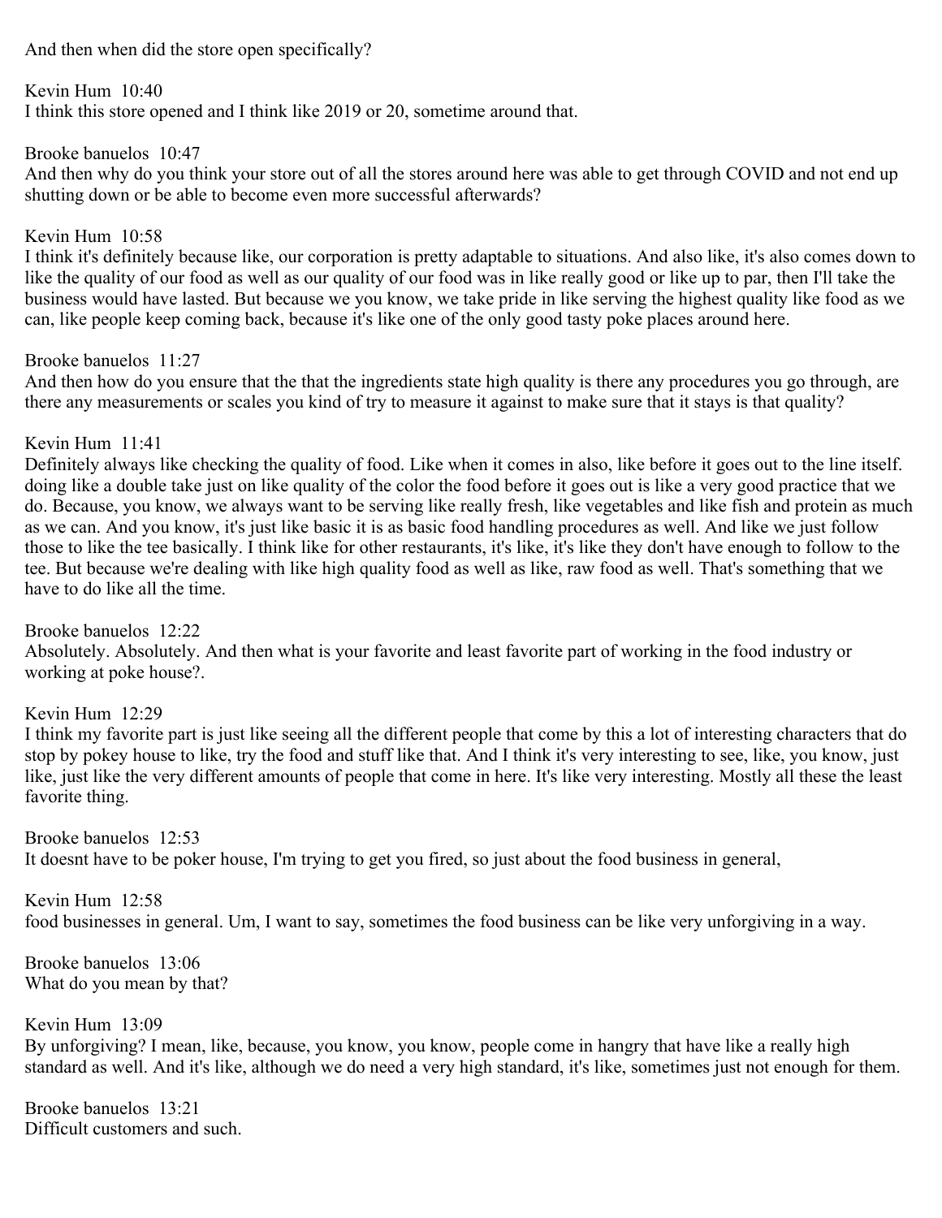And then when did the store open specifically?

Kevin Hum 10:40
I think this store opened and I think like 2019 or 20, sometime around that.

Brooke banuelos 10:47
And then why do you think your store out of all the stores around here was able to get through COVID and not end up shutting down or be able to become even more successful afterwards?

Kevin Hum 10:58
I think it's definitely because like, our corporation is pretty adaptable to situations. And also like, it's also comes down to like the quality of our food as well as our quality of our food was in like really good or like up to par, then I'll take the business would have lasted. But because we you know, we take pride in like serving the highest quality like food as we can, like people keep coming back, because it's like one of the only good tasty poke places around here.

Brooke banuelos 11:27
And then how do you ensure that the that the ingredients state high quality is there any procedures you go through, are there any measurements or scales you kind of try to measure it against to make sure that it stays is that quality?

Kevin Hum 11:41
Definitely always like checking the quality of food. Like when it comes in also, like before it goes out to the line itself. doing like a double take just on like quality of the color the food before it goes out is like a very good practice that we do. Because, you know, we always want to be serving like really fresh, like vegetables and like fish and protein as much as we can. And you know, it's just like basic it is as basic food handling procedures as well. And like we just follow those to like the tee basically. I think like for other restaurants, it's like, it's like they don't have enough to follow to the tee. But because we're dealing with like high quality food as well as like, raw food as well. That's something that we have to do like all the time.

Brooke banuelos 12:22
Absolutely. Absolutely. And then what is your favorite and least favorite part of working in the food industry or working at poke house?.

Kevin Hum 12:29
I think my favorite part is just like seeing all the different people that come by this a lot of interesting characters that do stop by pokey house to like, try the food and stuff like that. And I think it's very interesting to see, like, you know, just like, just like the very different amounts of people that come in here. It's like very interesting. Mostly all these the least favorite thing.

Brooke banuelos 12:53
It doesnt have to be poker house, I'm trying to get you fired, so just about the food business in general,

Kevin Hum 12:58
food businesses in general. Um, I want to say, sometimes the food business can be like very unforgiving in a way.

Brooke banuelos 13:06
What do you mean by that?

Kevin Hum 13:09
By unforgiving? I mean, like, because, you know, you know, people come in hangry that have like a really high standard as well. And it's like, although we do need a very high standard, it's like, sometimes just not enough for them.

Brooke banuelos 13:21
Difficult customers and such.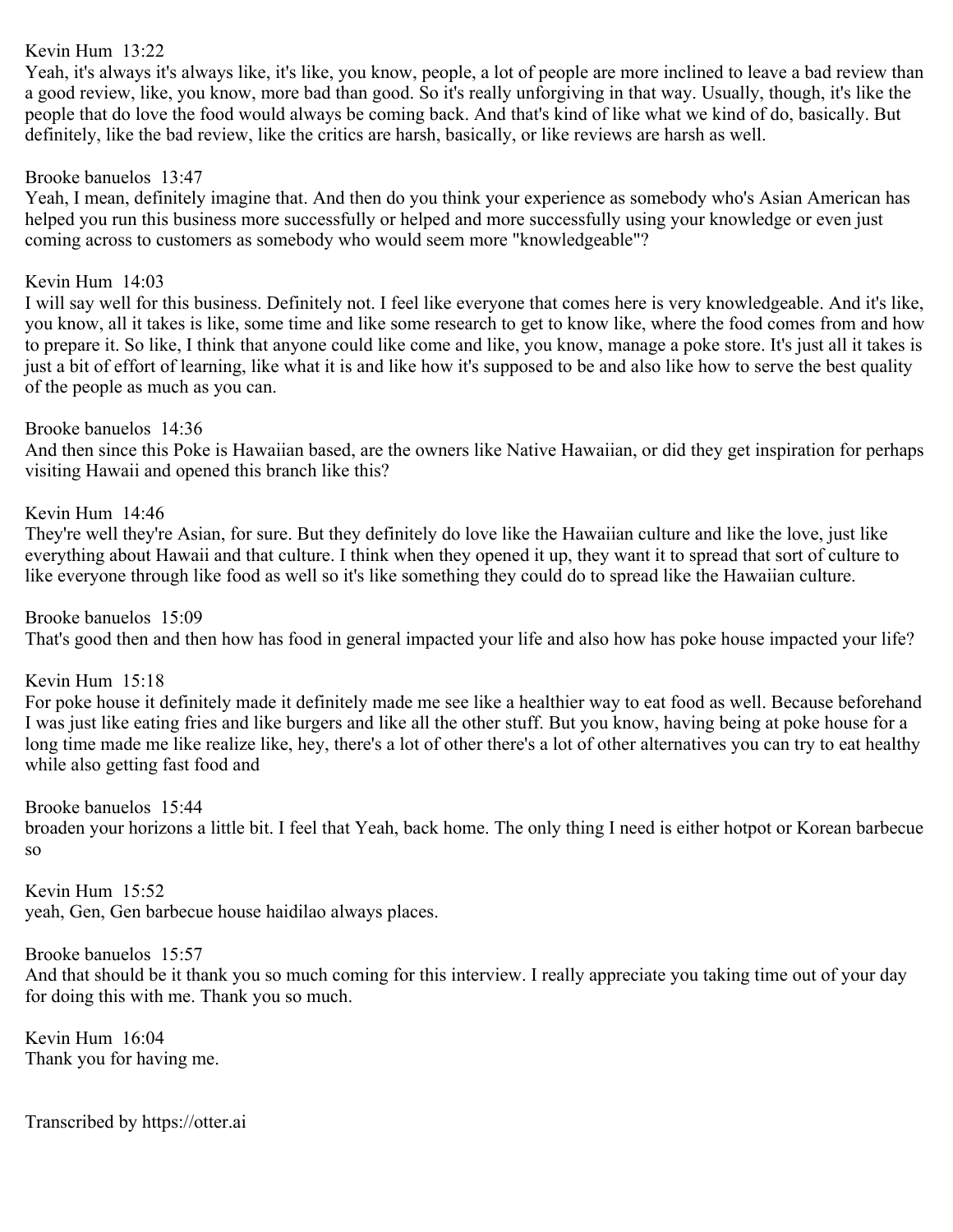Kevin Hum 13:22
Yeah, it's always it's always like, it's like, you know, people, a lot of people are more inclined to leave a bad review than a good review, like, you know, more bad than good. So it's really unforgiving in that way. Usually, though, it's like the people that do love the food would always be coming back. And that's kind of like what we kind of do, basically. But definitely, like the bad review, like the critics are harsh, basically, or like reviews are harsh as well.

Brooke banuelos 13:47
Yeah, I mean, definitely imagine that. And then do you think your experience as somebody who's Asian American has helped you run this business more successfully or helped and more successfully using your knowledge or even just coming across to customers as somebody who would seem more "knowledgeable"?

Kevin Hum 14:03
I will say well for this business. Definitely not. I feel like everyone that comes here is very knowledgeable. And it's like, you know, all it takes is like, some time and like some research to get to know like, where the food comes from and how to prepare it. So like, I think that anyone could like come and like, you know, manage a poke store. It's just all it takes is just a bit of effort of learning, like what it is and like how it's supposed to be and also like how to serve the best quality of the people as much as you can.

Brooke banuelos 14:36
And then since this Poke is Hawaiian based, are the owners like Native Hawaiian, or did they get inspiration for perhaps visiting Hawaii and opened this branch like this?

Kevin Hum 14:46
They're well they're Asian, for sure. But they definitely do love like the Hawaiian culture and like the love, just like everything about Hawaii and that culture. I think when they opened it up, they want it to spread that sort of culture to like everyone through like food as well so it's like something they could do to spread like the Hawaiian culture.

Brooke banuelos 15:09
That's good then and then how has food in general impacted your life and also how has poke house impacted your life?

Kevin Hum 15:18
For poke house it definitely made it definitely made me see like a healthier way to eat food as well. Because beforehand I was just like eating fries and like burgers and like all the other stuff. But you know, having being at poke house for a long time made me like realize like, hey, there's a lot of other there's a lot of other alternatives you can try to eat healthy while also getting fast food and

Brooke banuelos 15:44
broaden your horizons a little bit. I feel that Yeah, back home. The only thing I need is either hotpot or Korean barbecue so

Kevin Hum 15:52
yeah, Gen, Gen barbecue house haidilao always places.

Brooke banuelos 15:57
And that should be it thank you so much coming for this interview. I really appreciate you taking time out of your day for doing this with me. Thank you so much.

Kevin Hum 16:04
Thank you for having me.

Transcribed by https://otter.ai